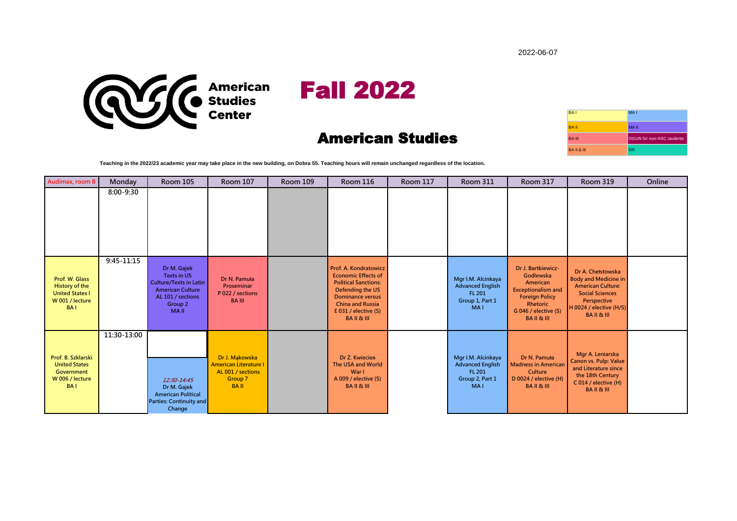2022-06-07

# American Studies Center

# Fall 2022

## American Studies

| BA I | MA I |
|---|---|
| BA II | MA II |
| BA III | OGUN for non-ASC students |
| BA II & III | DR |

**Teaching in the 2022/23 academic year may take place in the new building, on Dobra 55. Teaching hours will remain unchanged regardless of the location.**

| Audimax, room B | Monday | Room 105 | Room 107 | Room 109 | Room 116 | Room 117 | Room 311 | Room 317 | Room 319 | Online |
|---|---|---|---|---|---|---|---|---|---|---|
| | 8:00-9:30 | | | | | | | | | |
| Prof. W. Glass History of the United States I W 001 / lecture BA I | 9:45-11:15 | Dr M. Gajek Texts in US Culture/Texts in Latin American Culture AL 101 / sections Group 2 MA II | Dr N. Pamuła Proseminar P 022 / sections BA III | | Prof. A. Kondratowicz Economic Effects of Political Sanctions: Defending the US Dominance versus China and Russia E 031 / elective (S) BA II & III | | Mgr I.M. Alcinkaya Advanced English FL 201 Group 1, Part 1 MA I | Dr J. Bartkiewicz-Godlewska American Exceptionalism and Foreign Policy Rhetoric G 046 / elective (S) BA II & III | Dr A. Chełstowska Body and Medicine in American Culture: Social Sciences Perspective H 0024 / elective (H/S) BA II & III | |
| Prof. B. Szklarski United States Government W 006 / lecture BA I | 11:30-13:00 | *12:30-14:45* Dr M. Gajek American Political Parties: Continuity and Change | Dr J. Mąkowska American Literature I AL 001 / sections Group 7 BA II | | Dr Z. Kwiecień The USA and World War I A 009 / elective (S) BA II & III | | Mgr I.M. Alcinkaya Advanced English FL 201 Group 2, Part 1 MA I | Dr N. Pamuła Madness in American Culture D 0024 / elective (H) BA II & III | Mgr A. Leniarska Canon vs. Pulp: Value and Literature since the 18th Century C 014 / elective (H) BA II & III | |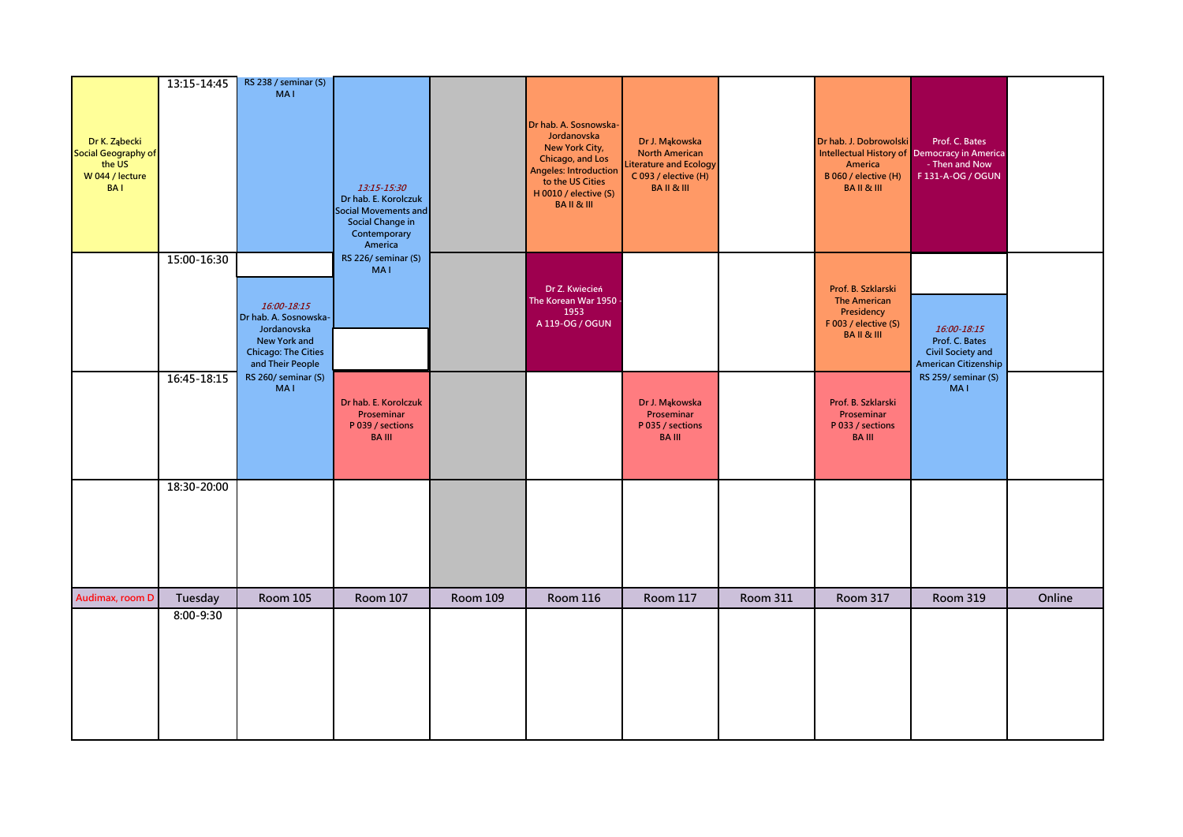| Audimax, room D | Tuesday | Room 105 | Room 107 | Room 109 | Room 116 | Room 117 | Room 311 | Room 317 | Room 319 | Online |
|---|---|---|---|---|---|---|---|---|---|---|
| Dr K. Ząbecki Social Geography of the US W 044 / lecture BA I | 13:15-14:45 | RS 238 / seminar (S) MA I | *13:15-15:30* Dr hab. E. Korolczuk Social Movements and Social Change in Contemporary America RS 226/ seminar (S) MA I | | Dr hab. A. Sosnowska-Jordanovska New York City, Chicago, and Los Angeles: Introduction to the US Cities H 0010 / elective (S) BA II & III | Dr J. Mąkowska North American Literature and Ecology C 093 / elective (H) BA II & III | | Dr hab. J. Dobrowolski Intellectual History of America B 060 / elective (H) BA II & III | Prof. C. Bates Democracy in America - Then and Now F 131-A-OG / OGUN | |
| | 15:00-16:30 | *16:00-18:15* Dr hab. A. Sosnowska-Jordanovska New York and Chicago: The Cities and Their People RS 260/ seminar (S) MA I | | | Dr Z. Kwiecień The Korean War 1950 - 1953 A 119-OG / OGUN | | | Prof. B. Szklarski The American Presidency F 003 / elective (S) BA II & III | *16:00-18:15* Prof. C. Bates Civil Society and American Citizenship RS 259/ seminar (S) MA I | |
| | 16:45-18:15 | | Dr hab. E. Korolczuk Proseminar P 039 / sections BA III | | | Dr J. Mąkowska Proseminar P 035 / sections BA III | | Prof. B. Szklarski Proseminar P 033 / sections BA III | | |
| | 18:30-20:00 | | | | | | | | | |
| | 8:00-9:30 | | | | | | | | | |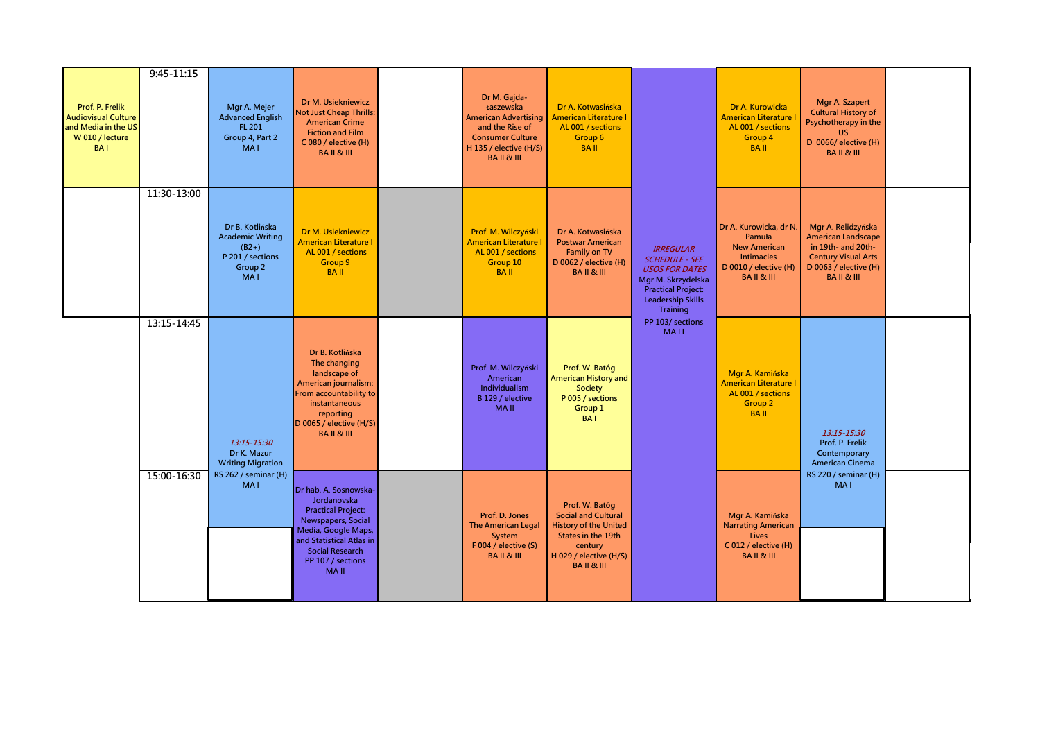| | | | | | | | | | | |
|---|---|---|---|---|---|---|---|---|---|---|
| Prof. P. Frelik Audiovisual Culture and Media in the US W 010 / lecture BA I | 9:45-11:15 | Mgr A. Mejer Advanced English FL 201 Group 4, Part 2 MA I | Dr M. Usiekniewicz Not Just Cheap Thrills: American Crime Fiction and Film C 080 / elective (H) BA II & III | | Dr M. Gajda-Łaszewska American Advertising and the Rise of Consumer Culture H 135 / elective (H/S) BA II & III | Dr A. Kotwasińska American Literature I AL 001 / sections Group 6 BA II | *IRREGULAR SCHEDULE - SEE USOS FOR DATES* Mgr M. Skrzydelska Practical Project: Leadership Skills Training PP 103/ sections MA I I | Dr A. Kurowicka American Literature I AL 001 / sections Group 4 BA II | Mgr A. Szapert Cultural History of Psychotherapy in the US D 0066/ elective (H) BA II & III | |
| | 11:30-13:00 | Dr B. Kotlińska Academic Writing (B2+) P 201 / sections Group 2 MA I | Dr M. Usiekniewicz American Literature I AL 001 / sections Group 9 BA II | | Prof. M. Wilczyński American Literature I AL 001 / sections Group 10 BA II | Dr A. Kotwasińska Postwar American Family on TV D 0062 / elective (H) BA II & III | | Dr A. Kurowicka, dr N. Pamuła New American Intimacies D 0010 / elective (H) BA II & III | Mgr A. Relidzyńska American Landscape in 19th- and 20th-Century Visual Arts D 0063 / elective (H) BA II & III | |
| | 13:15-14:45 | *13:15-15:30* Dr K. Mazur Writing Migration RS 262 / seminar (H) MA I | Dr B. Kotlińska The changing landscape of American journalism: From accountability to instantaneous reporting D 0065 / elective (H/S) BA II & III | | Prof. M. Wilczyński American Individualism B 129 / elective MA II | Prof. W. Batóg American History and Society P 005 / sections Group 1 BA I | | Mgr A. Kamińska American Literature I AL 001 / sections Group 2 BA II | *13:15-15:30* Prof. P. Frelik Contemporary American Cinema RS 220 / seminar (H) MA I | |
| | 15:00-16:30 | | Dr hab. A. Sosnowska-Jordanovska Practical Project: Newspapers, Social Media, Google Maps, and Statistical Atlas in Social Research PP 107 / sections MA II | | Prof. D. Jones The American Legal System F 004 / elective (S) BA II & III | Prof. W. Batóg Social and Cultural History of the United States in the 19th century H 029 / elective (H/S) BA II & III | | Mgr A. Kamińska Narrating American Lives C 012 / elective (H) BA II & III | | |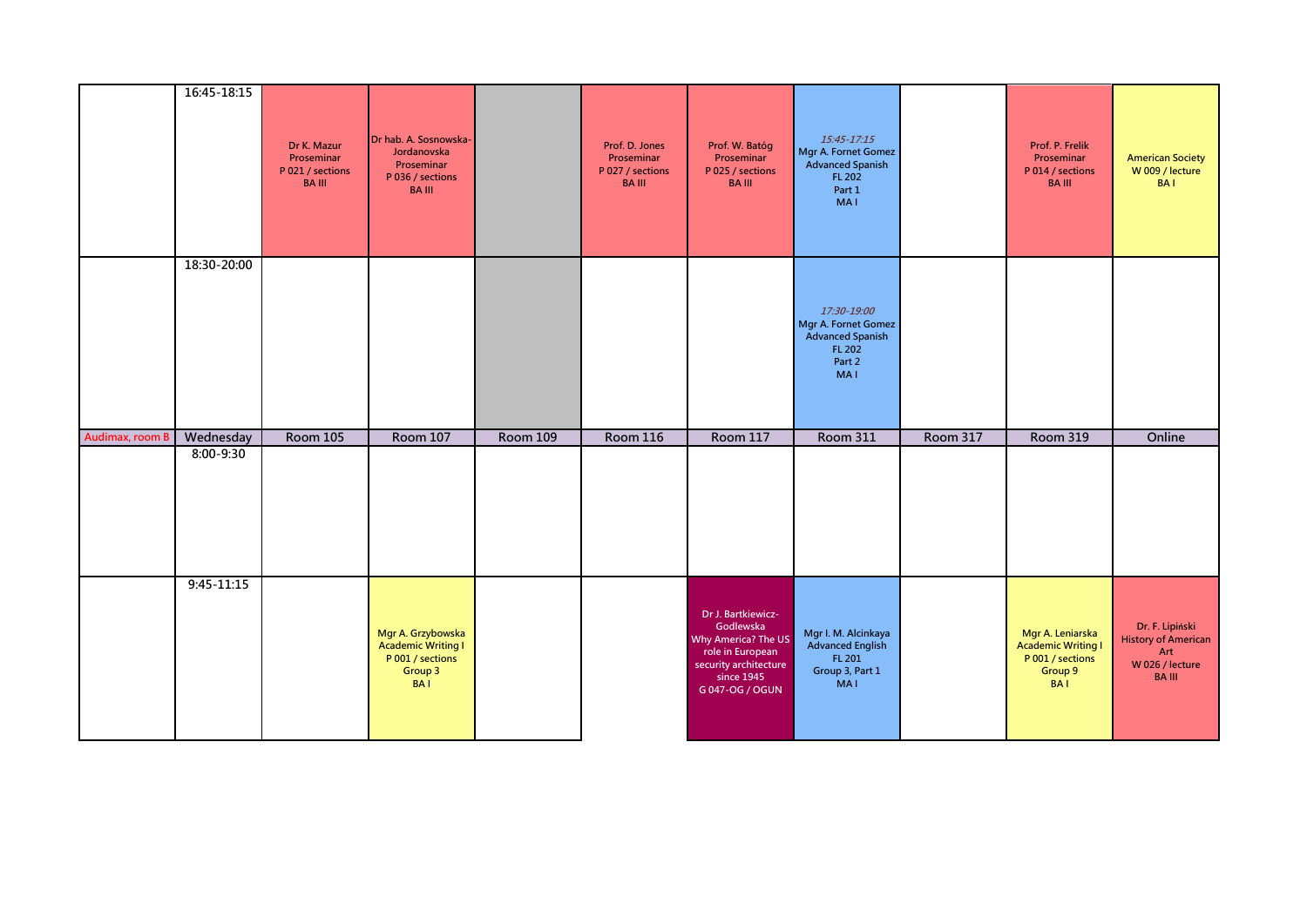| | 16:45-18:15 | Dr K. Mazur Proseminar P 021 / sections BA III | Dr hab. A. Sosnowska-Jordanovska Proseminar P 036 / sections BA III | | Prof. D. Jones Proseminar P 027 / sections BA III | Prof. W. Batóg Proseminar P 025 / sections BA III | *15:45-17:15* Mgr A. Fornet Gomez Advanced Spanish FL 202 Part 1 MA I | | Prof. P. Frelik Proseminar P 014 / sections BA III | American Society W 009 / lecture BA I |
|---|---|---|---|---|---|---|---|---|---|---|
| | 18:30-20:00 | | | | | | *17:30-19:00* Mgr A. Fornet Gomez Advanced Spanish FL 202 Part 2 MA I | | | |
| Audimax, room B | Wednesday | Room 105 | Room 107 | Room 109 | Room 116 | Room 117 | Room 311 | Room 317 | Room 319 | Online |
| | 8:00-9:30 | | | | | | | | | |
| | 9:45-11:15 | | Mgr A. Grzybowska Academic Writing I P 001 / sections Group 3 BA I | | | Dr J. Bartkiewicz-Godlewska Why America? The US role in European security architecture since 1945 G 047-OG / OGUN | Mgr I. M. Alcinkaya Advanced English FL 201 Group 3, Part 1 MA I | | Mgr A. Leniarska Academic Writing I P 001 / sections Group 9 BA I | Dr. F. Lipiński History of American Art W 026 / lecture BA III |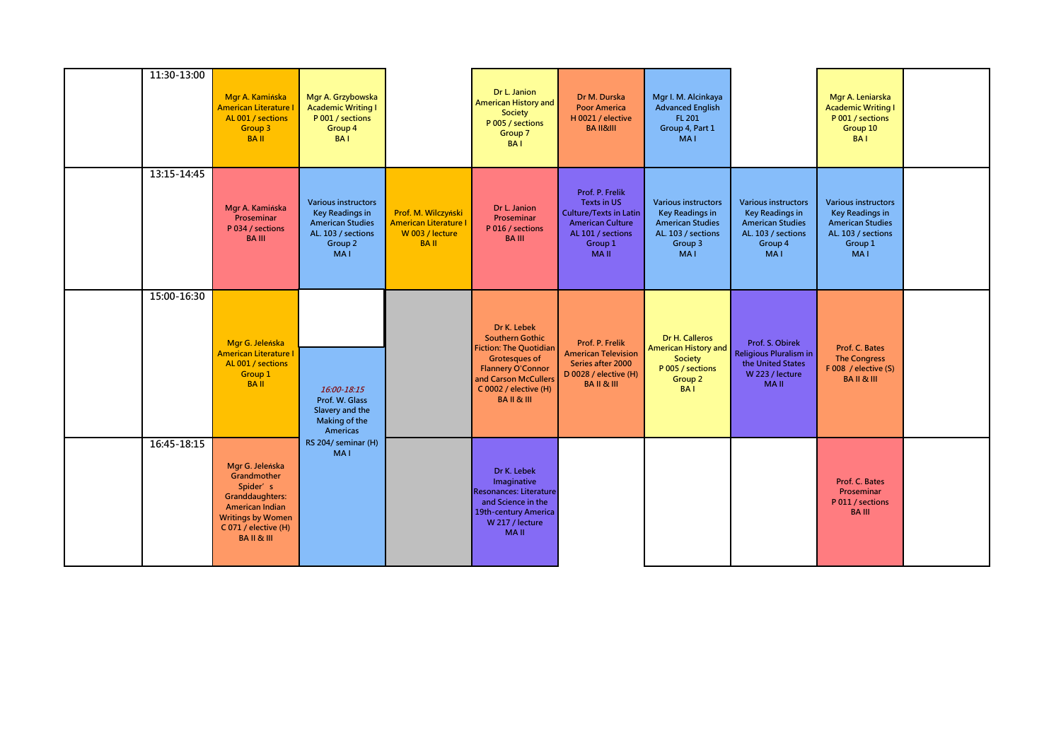| | | | | | | | | | |
|---|---|---|---|---|---|---|---|---|---|
| | 11:30-13:00 | Mgr A. Kamińska American Literature I AL 001 / sections Group 3 BA II | Mgr A. Grzybowska Academic Writing I P 001 / sections Group 4 BA I | | Dr L. Janion American History and Society P 005 / sections Group 7 BA I | Dr M. Durska Poor America H 0021 / elective BA II&III | Mgr I. M. Alcinkaya Advanced English FL 201 Group 4, Part 1 MA I | | Mgr A. Leniarska Academic Writing I P 001 / sections Group 10 BA I |
| | 13:15-14:45 | Mgr A. Kamińska Proseminar P 034 / sections BA III | Various instructors Key Readings in American Studies AL. 103 / sections Group 2 MA I | Prof. M. Wilczyński American Literature I W 003 / lecture BA II | Dr L. Janion Proseminar P 016 / sections BA III | Prof. P. Frelik Texts in US Culture/Texts in Latin American Culture AL 101 / sections Group 1 MA II | Various instructors Key Readings in American Studies AL. 103 / sections Group 3 MA I | Various instructors Key Readings in American Studies AL. 103 / sections Group 4 MA I | Various instructors Key Readings in American Studies AL. 103 / sections Group 1 MA I |
| | 15:00-16:30 | Mgr G. Jeleńska American Literature I AL 001 / sections Group 1 BA II | *16:00-18:15* Prof. W. Glass Slavery and the Making of the Americas RS 204/ seminar (H) MA I | | Dr K. Lebek Southern Gothic Fiction: The Quotidian Grotesques of Flannery O'Connor and Carson McCullers C 0002 / elective (H) BA II & III | Prof. P. Frelik American Television Series after 2000 D 0028 / elective (H) BA II & III | Dr H. Calleros American History and Society P 005 / sections Group 2 BA I | Prof. S. Obirek Religious Pluralism in the United States W 223 / lecture MA II | Prof. C. Bates The Congress F 008 / elective (S) BA II & III |
| | 16:45-18:15 | Mgr G. Jeleńska Grandmother Spider's Granddaughters: American Indian Writings by Women C 071 / elective (H) BA II & III | | | Dr K. Lebek Imaginative Resonances: Literature and Science in the 19th-century America W 217 / lecture MA II | | | | Prof. C. Bates Proseminar P 011 / sections BA III |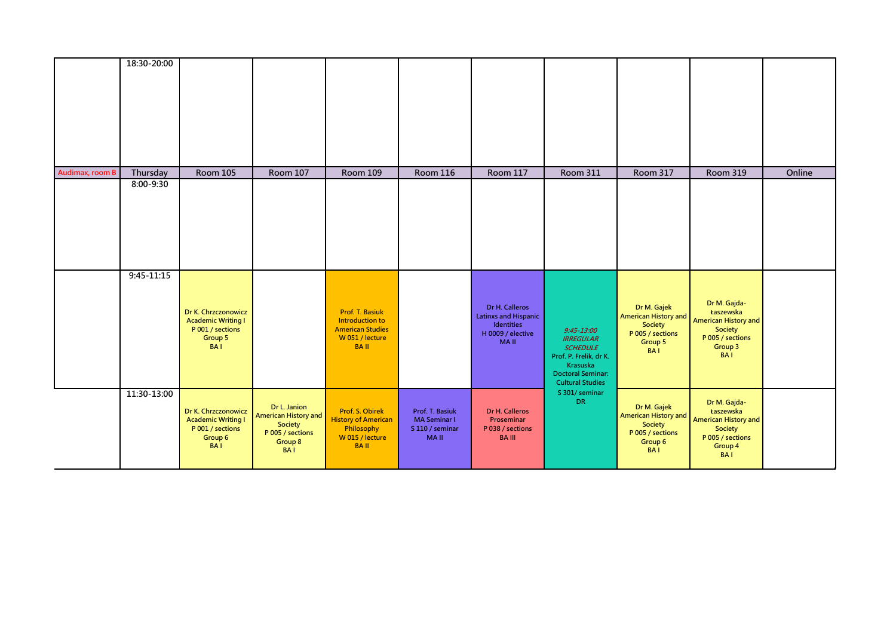| | 18:30-20:00 | | | | | | | | | |
|---|---|---|---|---|---|---|---|---|---|---|
| Audimax, room B | Thursday | Room 105 | Room 107 | Room 109 | Room 116 | Room 117 | Room 311 | Room 317 | Room 319 | Online |
| | 8:00-9:30 | | | | | | | | | |
| | 9:45-11:15 | Dr K. Chrzczonowicz Academic Writing I P 001 / sections Group 5 BA I | | Prof. T. Basiuk Introduction to American Studies W 051 / lecture BA II | | Dr H. Calleros Latinxs and Hispanic Identities H 0009 / elective MA II | *9:45-13:00 IRREGULAR SCHEDULE* Prof. P. Frelik, dr K. Krasuska Doctoral Seminar: Cultural Studies S 301/ seminar DR | Dr M. Gajek American History and Society P 005 / sections Group 5 BA I | Dr M. Gajda-Łaszewska American History and Society P 005 / sections Group 3 BA I | |
| | 11:30-13:00 | Dr K. Chrzczonowicz Academic Writing I P 001 / sections Group 6 BA I | Dr L. Janion American History and Society P 005 / sections Group 8 BA I | Prof. S. Obirek History of American Philosophy W 015 / lecture BA II | Prof. T. Basiuk MA Seminar I S 110 / seminar MA II | Dr H. Calleros Proseminar P 038 / sections BA III | | Dr M. Gajek American History and Society P 005 / sections Group 6 BA I | Dr M. Gajda-Łaszewska American History and Society P 005 / sections Group 4 BA I | |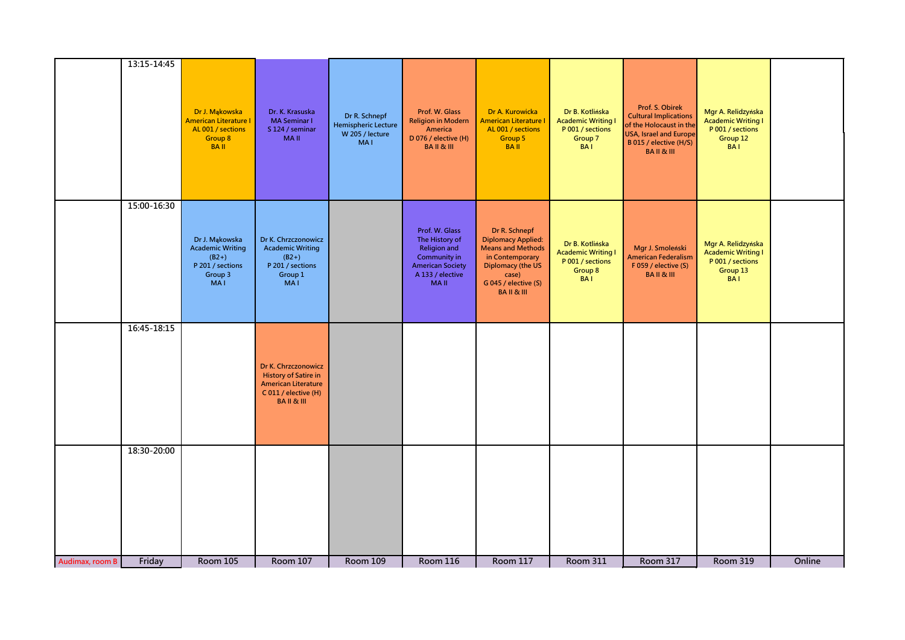| Audimax, room B | Friday | Room 105 | Room 107 | Room 109 | Room 116 | Room 117 | Room 311 | Room 317 | Room 319 | Online |
|---|---|---|---|---|---|---|---|---|---|---|
| | 13:15-14:45 | Dr J. Mąkowska American Literature I AL 001 / sections Group 8 BA II | Dr. K. Krasuska MA Seminar I S 124 / seminar MA II | Dr R. Schnepf Hemispheric Lecture W 205 / lecture MA I | Prof. W. Glass Religion in Modern America D 076 / elective (H) BA II & III | Dr A. Kurowicka American Literature I AL 001 / sections Group 5 BA II | Dr B. Kotlińska Academic Writing I P 001 / sections Group 7 BA I | Prof. S. Obirek Cultural Implications of the Holocaust in the USA, Israel and Europe B 015 / elective (H/S) BA II & III | Mgr A. Relidzyńska Academic Writing I P 001 / sections Group 12 BA I | |
| | 15:00-16:30 | Dr J. Mąkowska Academic Writing (B2+) P 201 / sections Group 3 MA I | Dr K. Chrzczonowicz Academic Writing (B2+) P 201 / sections Group 1 MA I | | Prof. W. Glass The History of Religion and Community in American Society A 133 / elective MA II | Dr R. Schnepf Diplomacy Applied: Means and Methods in Contemporary Diplomacy (the US case) G 045 / elective (S) BA II & III | Dr B. Kotlińska Academic Writing I P 001 / sections Group 8 BA I | Mgr J. Smoleński American Federalism F 059 / elective (S) BA II & III | Mgr A. Relidzyńska Academic Writing I P 001 / sections Group 13 BA I | |
| | 16:45-18:15 | | Dr K. Chrzczonowicz History of Satire in American Literature C 011 / elective (H) BA II & III | | | | | | | |
| | 18:30-20:00 | | | | | | | | | |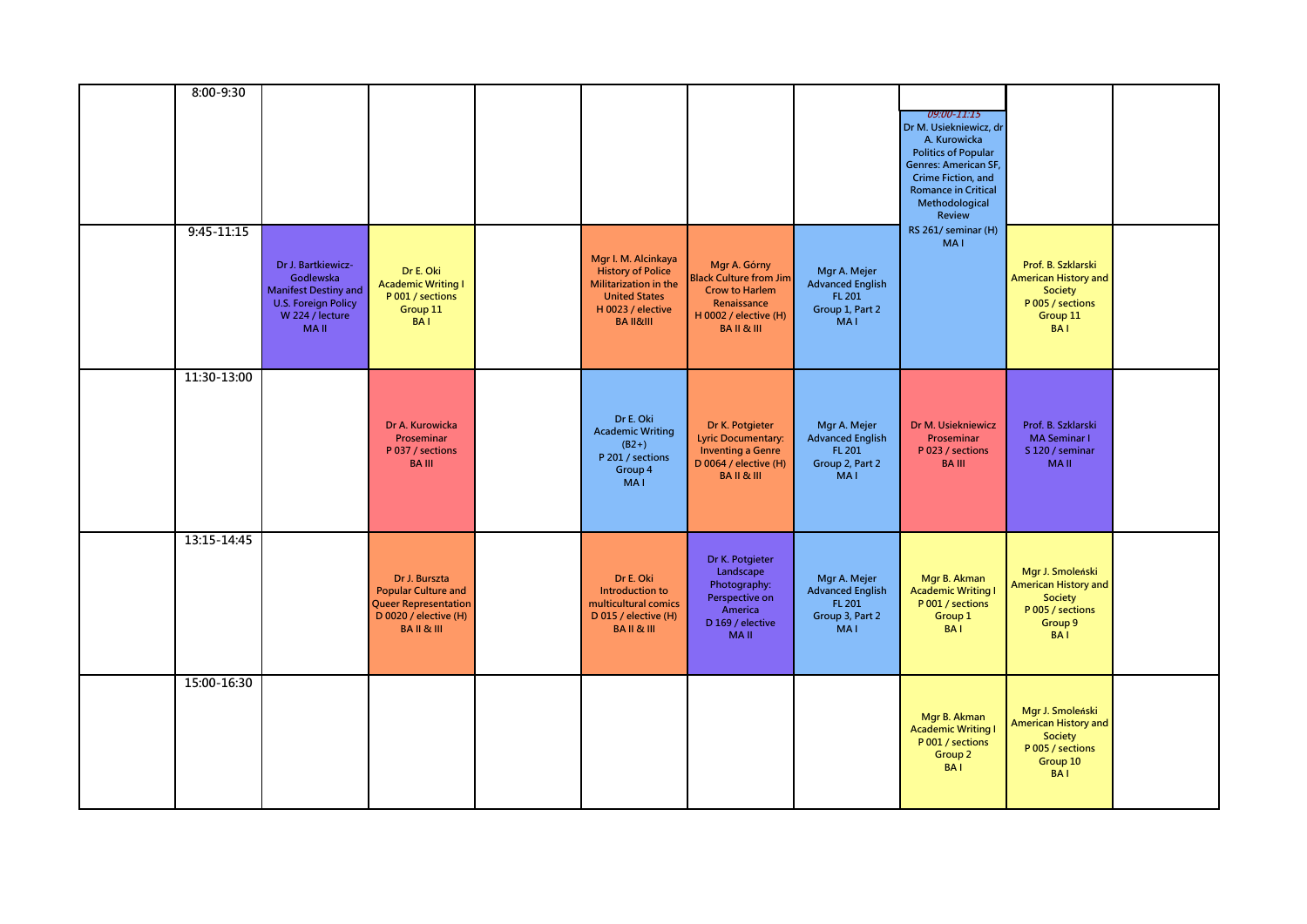| | 8:00-9:30 | | | | | | | | | |
|---|---|---|---|---|---|---|---|---|---|---|
| | | | | | | | | *09:00-11:15* Dr M. Usiekniewicz, dr A. Kurowicka Politics of Popular Genres: American SF, Crime Fiction, and Romance in Critical Methodological Review RS 261/ seminar (H) MA I | | |
| | 9:45-11:15 | Dr J. Bartkiewicz-Godlewska Manifest Destiny and U.S. Foreign Policy W 224 / lecture MA II | Dr E. Oki Academic Writing I P 001 / sections Group 11 BA I | | Mgr I. M. Alcinkaya History of Police Militarization in the United States H 0023 / elective BA II&III | Mgr A. Górny Black Culture from Jim Crow to Harlem Renaissance H 0002 / elective (H) BA II & III | Mgr A. Mejer Advanced English FL 201 Group 1, Part 2 MA I | | Prof. B. Szklarski American History and Society P 005 / sections Group 11 BA I | |
| | 11:30-13:00 | | Dr A. Kurowicka Proseminar P 037 / sections BA III | | Dr E. Oki Academic Writing (B2+) P 201 / sections Group 4 MA I | Dr K. Potgieter Lyric Documentary: Inventing a Genre D 0064 / elective (H) BA II & III | Mgr A. Mejer Advanced English FL 201 Group 2, Part 2 MA I | Dr M. Usiekniewicz Proseminar P 023 / sections BA III | Prof. B. Szklarski MA Seminar I S 120 / seminar MA II | |
| | 13:15-14:45 | | Dr J. Burszta Popular Culture and Queer Representation D 0020 / elective (H) BA II & III | | Dr E. Oki Introduction to multicultural comics D 015 / elective (H) BA II & III | Dr K. Potgieter Landscape Photography: Perspective on America D 169 / elective MA II | Mgr A. Mejer Advanced English FL 201 Group 3, Part 2 MA I | Mgr B. Akman Academic Writing I P 001 / sections Group 1 BA I | Mgr J. Smoleński American History and Society P 005 / sections Group 9 BA I | |
| | 15:00-16:30 | | | | | | | Mgr B. Akman Academic Writing I P 001 / sections Group 2 BA I | Mgr J. Smoleński American History and Society P 005 / sections Group 10 BA I | |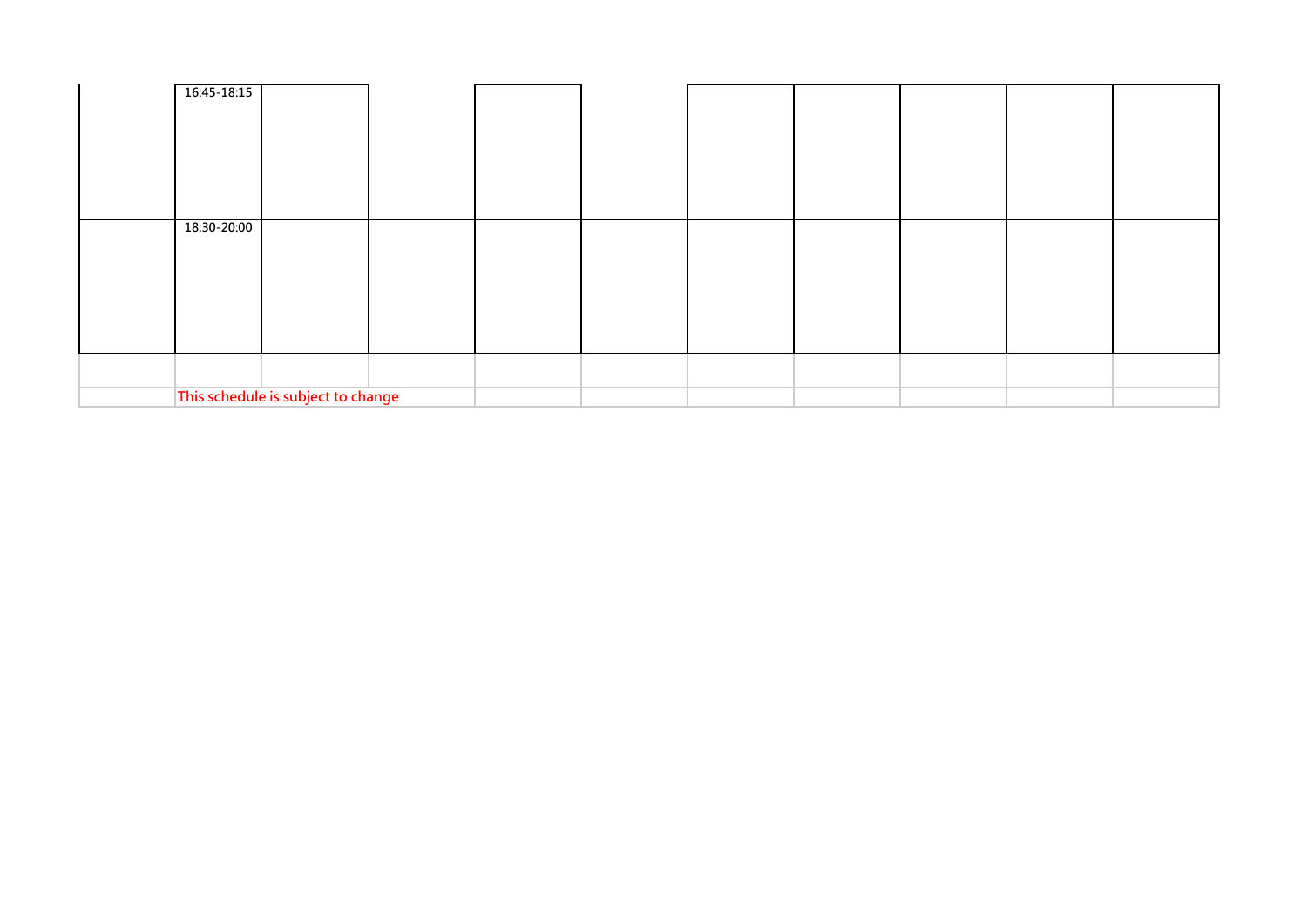| | | | | | | | | | | |
|---|---|---|---|---|---|---|---|---|---|---|
| | 16:45-18:15 | | | | | | | | | |
| | 18:30-20:00 | | | | | | | | | |
| | | | | | | | | | | |
| | This schedule is subject to change | | | | | | | | | |